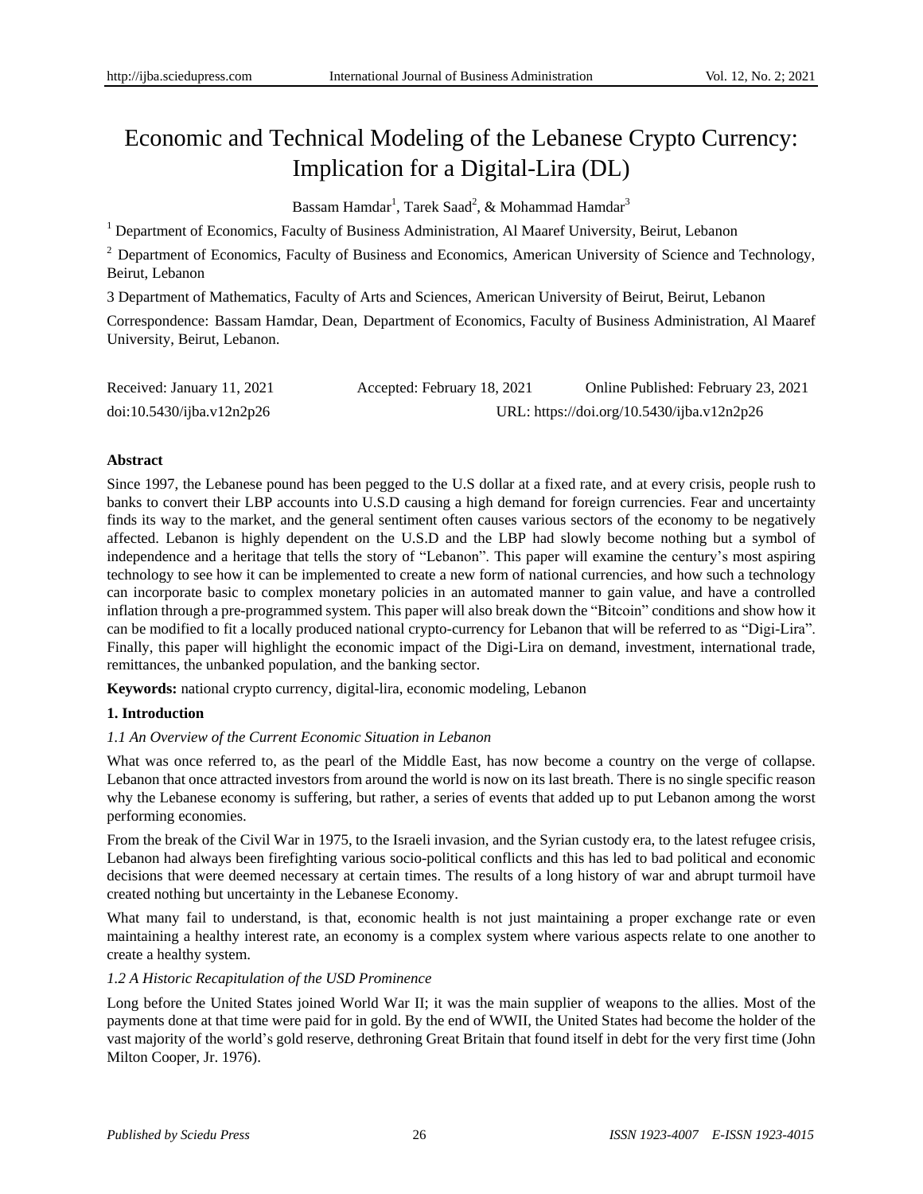# Economic and Technical Modeling of the Lebanese Crypto Currency: Implication for a Digital-Lira (DL)

Bassam Hamdar[1], Tarek Saad[2], & Mohammad Hamdar[3]

[1] Department of Economics, Faculty of Business Administration, Al Maaref University, Beirut, Lebanon

[2] Department of Economics, Faculty of Business and Economics, American University of Science and Technology, Beirut, Lebanon

3 Department of Mathematics, Faculty of Arts and Sciences, American University of Beirut, Beirut, Lebanon

Correspondence: Bassam Hamdar, Dean, Department of Economics, Faculty of Business Administration, Al Maaref University, Beirut, Lebanon.

Received: January 11, 2021 Accepted: February 18, 2021 Online Published: February 23, 2021

doi:10.5430/ijba.v12n2p26 URL: https://doi.org/10.5430/ijba.v12n2p26

**Abstract**

Since 1997, the Lebanese pound has been pegged to the U.S dollar at a fixed rate, and at every crisis, people rush to banks to convert their LBP accounts into U.S.D causing a high demand for foreign currencies. Fear and uncertainty finds its way to the market, and the general sentiment often causes various sectors of the economy to be negatively affected. Lebanon is highly dependent on the U.S.D and the LBP had slowly become nothing but a symbol of independence and a heritage that tells the story of "Lebanon". This paper will examine the century's most aspiring technology to see how it can be implemented to create a new form of national currencies, and how such a technology can incorporate basic to complex monetary policies in an automated manner to gain value, and have a controlled inflation through a pre-programmed system. This paper will also break down the "Bitcoin" conditions and show how it can be modified to fit a locally produced national crypto-currency for Lebanon that will be referred to as "Digi-Lira". Finally, this paper will highlight the economic impact of the Digi-Lira on demand, investment, international trade, remittances, the unbanked population, and the banking sector.

**Keywords:** national crypto currency, digital-lira, economic modeling, Lebanon

## 1. Introduction

### *1.1 An Overview of the Current Economic Situation in Lebanon*

What was once referred to, as the pearl of the Middle East, has now become a country on the verge of collapse. Lebanon that once attracted investors from around the world is now on its last breath. There is no single specific reason why the Lebanese economy is suffering, but rather, a series of events that added up to put Lebanon among the worst performing economies.

From the break of the Civil War in 1975, to the Israeli invasion, and the Syrian custody era, to the latest refugee crisis, Lebanon had always been firefighting various socio-political conflicts and this has led to bad political and economic decisions that were deemed necessary at certain times. The results of a long history of war and abrupt turmoil have created nothing but uncertainty in the Lebanese Economy.

What many fail to understand, is that, economic health is not just maintaining a proper exchange rate or even maintaining a healthy interest rate, an economy is a complex system where various aspects relate to one another to create a healthy system.

### *1.2 A Historic Recapitulation of the USD Prominence*

Long before the United States joined World War II; it was the main supplier of weapons to the allies. Most of the payments done at that time were paid for in gold. By the end of WWII, the United States had become the holder of the vast majority of the world's gold reserve, dethroning Great Britain that found itself in debt for the very first time (John Milton Cooper, Jr. 1976).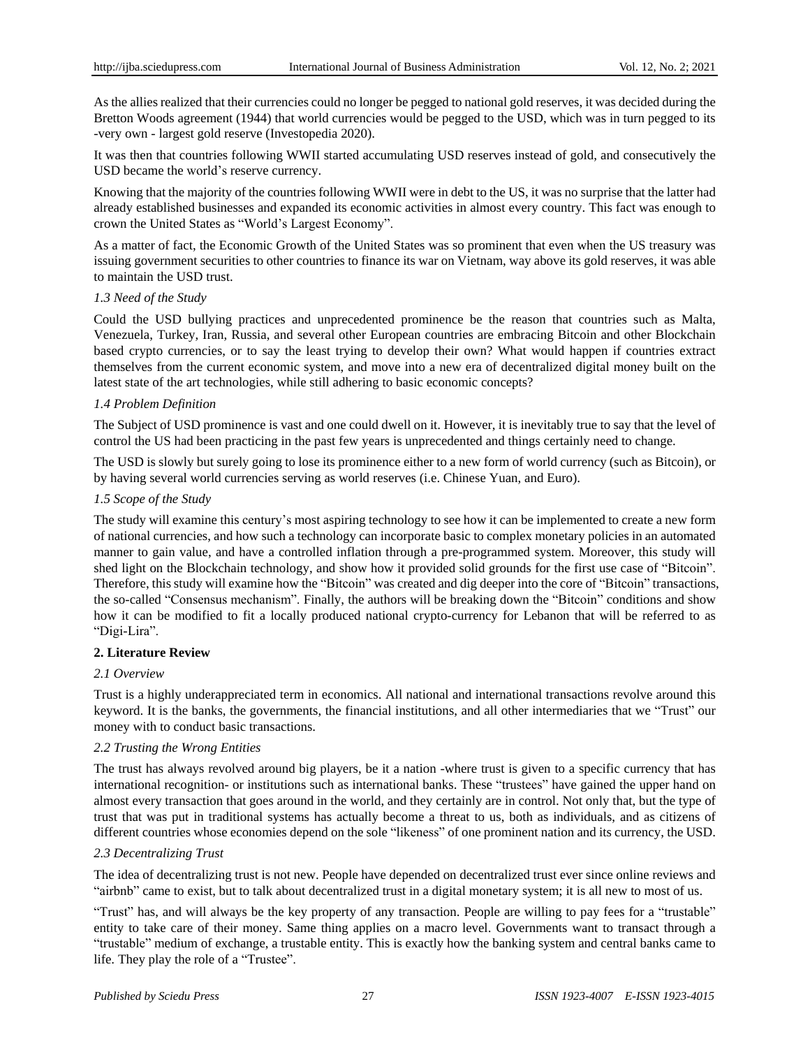As the allies realized that their currencies could no longer be pegged to national gold reserves, it was decided during the Bretton Woods agreement (1944) that world currencies would be pegged to the USD, which was in turn pegged to its -very own - largest gold reserve (Investopedia 2020).

It was then that countries following WWII started accumulating USD reserves instead of gold, and consecutively the USD became the world's reserve currency.

Knowing that the majority of the countries following WWII were in debt to the US, it was no surprise that the latter had already established businesses and expanded its economic activities in almost every country. This fact was enough to crown the United States as "World's Largest Economy".

As a matter of fact, the Economic Growth of the United States was so prominent that even when the US treasury was issuing government securities to other countries to finance its war on Vietnam, way above its gold reserves, it was able to maintain the USD trust.

### *1.3 Need of the Study*

Could the USD bullying practices and unprecedented prominence be the reason that countries such as Malta, Venezuela, Turkey, Iran, Russia, and several other European countries are embracing Bitcoin and other Blockchain based crypto currencies, or to say the least trying to develop their own? What would happen if countries extract themselves from the current economic system, and move into a new era of decentralized digital money built on the latest state of the art technologies, while still adhering to basic economic concepts?

### *1.4 Problem Definition*

The Subject of USD prominence is vast and one could dwell on it. However, it is inevitably true to say that the level of control the US had been practicing in the past few years is unprecedented and things certainly need to change.

The USD is slowly but surely going to lose its prominence either to a new form of world currency (such as Bitcoin), or by having several world currencies serving as world reserves (i.e. Chinese Yuan, and Euro).

### *1.5 Scope of the Study*

The study will examine this century's most aspiring technology to see how it can be implemented to create a new form of national currencies, and how such a technology can incorporate basic to complex monetary policies in an automated manner to gain value, and have a controlled inflation through a pre-programmed system. Moreover, this study will shed light on the Blockchain technology, and show how it provided solid grounds for the first use case of "Bitcoin". Therefore, this study will examine how the "Bitcoin" was created and dig deeper into the core of "Bitcoin" transactions, the so-called "Consensus mechanism". Finally, the authors will be breaking down the "Bitcoin" conditions and show how it can be modified to fit a locally produced national crypto-currency for Lebanon that will be referred to as "Digi-Lira".

## **2. Literature Review**

### *2.1 Overview*

Trust is a highly underappreciated term in economics. All national and international transactions revolve around this keyword. It is the banks, the governments, the financial institutions, and all other intermediaries that we "Trust" our money with to conduct basic transactions.

### *2.2 Trusting the Wrong Entities*

The trust has always revolved around big players, be it a nation -where trust is given to a specific currency that has international recognition- or institutions such as international banks. These "trustees" have gained the upper hand on almost every transaction that goes around in the world, and they certainly are in control. Not only that, but the type of trust that was put in traditional systems has actually become a threat to us, both as individuals, and as citizens of different countries whose economies depend on the sole "likeness" of one prominent nation and its currency, the USD.

### *2.3 Decentralizing Trust*

The idea of decentralizing trust is not new. People have depended on decentralized trust ever since online reviews and "airbnb" came to exist, but to talk about decentralized trust in a digital monetary system; it is all new to most of us.

"Trust" has, and will always be the key property of any transaction. People are willing to pay fees for a "trustable" entity to take care of their money. Same thing applies on a macro level. Governments want to transact through a "trustable" medium of exchange, a trustable entity. This is exactly how the banking system and central banks came to life. They play the role of a "Trustee".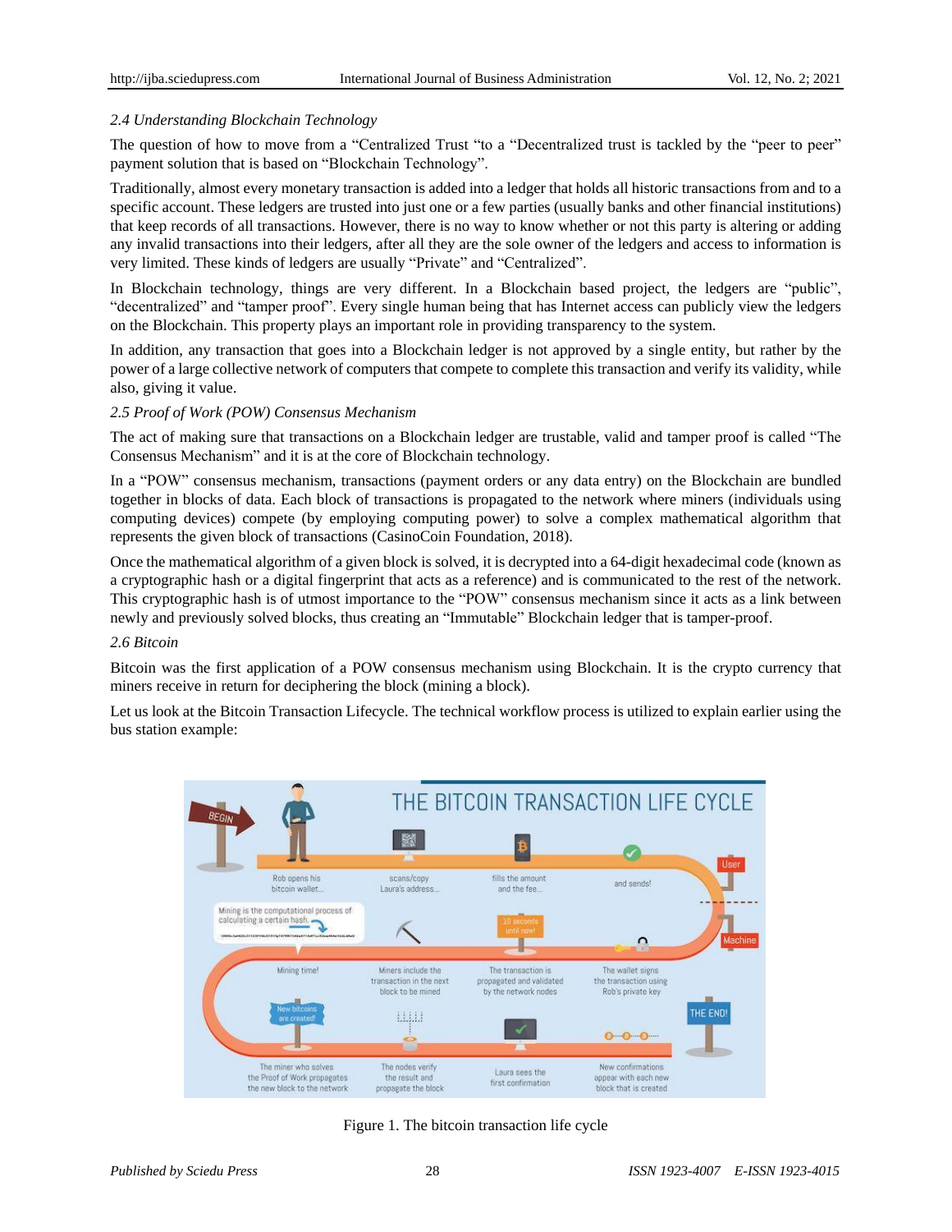*2.4 Understanding Blockchain Technology*

The question of how to move from a "Centralized Trust "to a "Decentralized trust is tackled by the "peer to peer" payment solution that is based on "Blockchain Technology".

Traditionally, almost every monetary transaction is added into a ledger that holds all historic transactions from and to a specific account. These ledgers are trusted into just one or a few parties (usually banks and other financial institutions) that keep records of all transactions. However, there is no way to know whether or not this party is altering or adding any invalid transactions into their ledgers, after all they are the sole owner of the ledgers and access to information is very limited. These kinds of ledgers are usually "Private" and "Centralized".

In Blockchain technology, things are very different. In a Blockchain based project, the ledgers are "public", "decentralized" and "tamper proof". Every single human being that has Internet access can publicly view the ledgers on the Blockchain. This property plays an important role in providing transparency to the system.

In addition, any transaction that goes into a Blockchain ledger is not approved by a single entity, but rather by the power of a large collective network of computers that compete to complete this transaction and verify its validity, while also, giving it value.

*2.5 Proof of Work (POW) Consensus Mechanism*

The act of making sure that transactions on a Blockchain ledger are trustable, valid and tamper proof is called "The Consensus Mechanism" and it is at the core of Blockchain technology.

In a "POW" consensus mechanism, transactions (payment orders or any data entry) on the Blockchain are bundled together in blocks of data. Each block of transactions is propagated to the network where miners (individuals using computing devices) compete (by employing computing power) to solve a complex mathematical algorithm that represents the given block of transactions (CasinoCoin Foundation, 2018).

Once the mathematical algorithm of a given block is solved, it is decrypted into a 64-digit hexadecimal code (known as a cryptographic hash or a digital fingerprint that acts as a reference) and is communicated to the rest of the network. This cryptographic hash is of utmost importance to the "POW" consensus mechanism since it acts as a link between newly and previously solved blocks, thus creating an "Immutable" Blockchain ledger that is tamper-proof.

*2.6 Bitcoin*

Bitcoin was the first application of a POW consensus mechanism using Blockchain. It is the crypto currency that miners receive in return for deciphering the block (mining a block).

Let us look at the Bitcoin Transaction Lifecycle. The technical workflow process is utilized to explain earlier using the bus station example:

Figure 1. The bitcoin transaction life cycle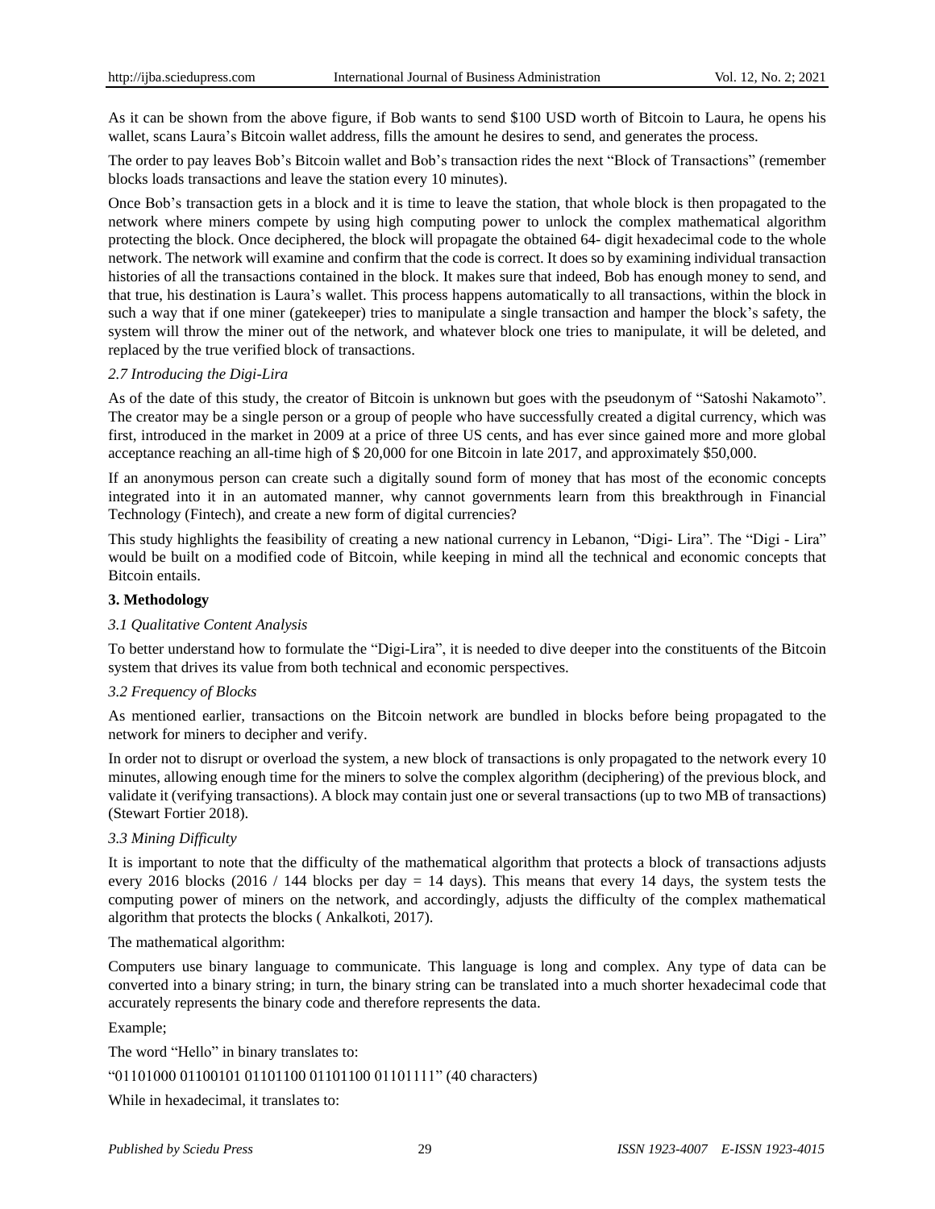As it can be shown from the above figure, if Bob wants to send $100 USD worth of Bitcoin to Laura, he opens his wallet, scans Laura's Bitcoin wallet address, fills the amount he desires to send, and generates the process.

The order to pay leaves Bob's Bitcoin wallet and Bob's transaction rides the next "Block of Transactions" (remember blocks loads transactions and leave the station every 10 minutes).

Once Bob's transaction gets in a block and it is time to leave the station, that whole block is then propagated to the network where miners compete by using high computing power to unlock the complex mathematical algorithm protecting the block. Once deciphered, the block will propagate the obtained 64- digit hexadecimal code to the whole network. The network will examine and confirm that the code is correct. It does so by examining individual transaction histories of all the transactions contained in the block. It makes sure that indeed, Bob has enough money to send, and that true, his destination is Laura's wallet. This process happens automatically to all transactions, within the block in such a way that if one miner (gatekeeper) tries to manipulate a single transaction and hamper the block's safety, the system will throw the miner out of the network, and whatever block one tries to manipulate, it will be deleted, and replaced by the true verified block of transactions.

### *2.7 Introducing the Digi-Lira*

As of the date of this study, the creator of Bitcoin is unknown but goes with the pseudonym of "Satoshi Nakamoto". The creator may be a single person or a group of people who have successfully created a digital currency, which was first, introduced in the market in 2009 at a price of three US cents, and has ever since gained more and more global acceptance reaching an all-time high of $ 20,000 for one Bitcoin in late 2017, and approximately $50,000.

If an anonymous person can create such a digitally sound form of money that has most of the economic concepts integrated into it in an automated manner, why cannot governments learn from this breakthrough in Financial Technology (Fintech), and create a new form of digital currencies?

This study highlights the feasibility of creating a new national currency in Lebanon, "Digi- Lira". The "Digi - Lira" would be built on a modified code of Bitcoin, while keeping in mind all the technical and economic concepts that Bitcoin entails.

## 3. Methodology

### *3.1 Qualitative Content Analysis*

To better understand how to formulate the "Digi-Lira", it is needed to dive deeper into the constituents of the Bitcoin system that drives its value from both technical and economic perspectives.

### *3.2 Frequency of Blocks*

As mentioned earlier, transactions on the Bitcoin network are bundled in blocks before being propagated to the network for miners to decipher and verify.

In order not to disrupt or overload the system, a new block of transactions is only propagated to the network every 10 minutes, allowing enough time for the miners to solve the complex algorithm (deciphering) of the previous block, and validate it (verifying transactions). A block may contain just one or several transactions (up to two MB of transactions) (Stewart Fortier 2018).

### *3.3 Mining Difficulty*

It is important to note that the difficulty of the mathematical algorithm that protects a block of transactions adjusts every 2016 blocks (2016 / 144 blocks per day = 14 days). This means that every 14 days, the system tests the computing power of miners on the network, and accordingly, adjusts the difficulty of the complex mathematical algorithm that protects the blocks ( Ankalkoti, 2017).

The mathematical algorithm:

Computers use binary language to communicate. This language is long and complex. Any type of data can be converted into a binary string; in turn, the binary string can be translated into a much shorter hexadecimal code that accurately represents the binary code and therefore represents the data.

Example;

The word "Hello" in binary translates to:

"01101000 01100101 01101100 01101100 01101111" (40 characters)

While in hexadecimal, it translates to: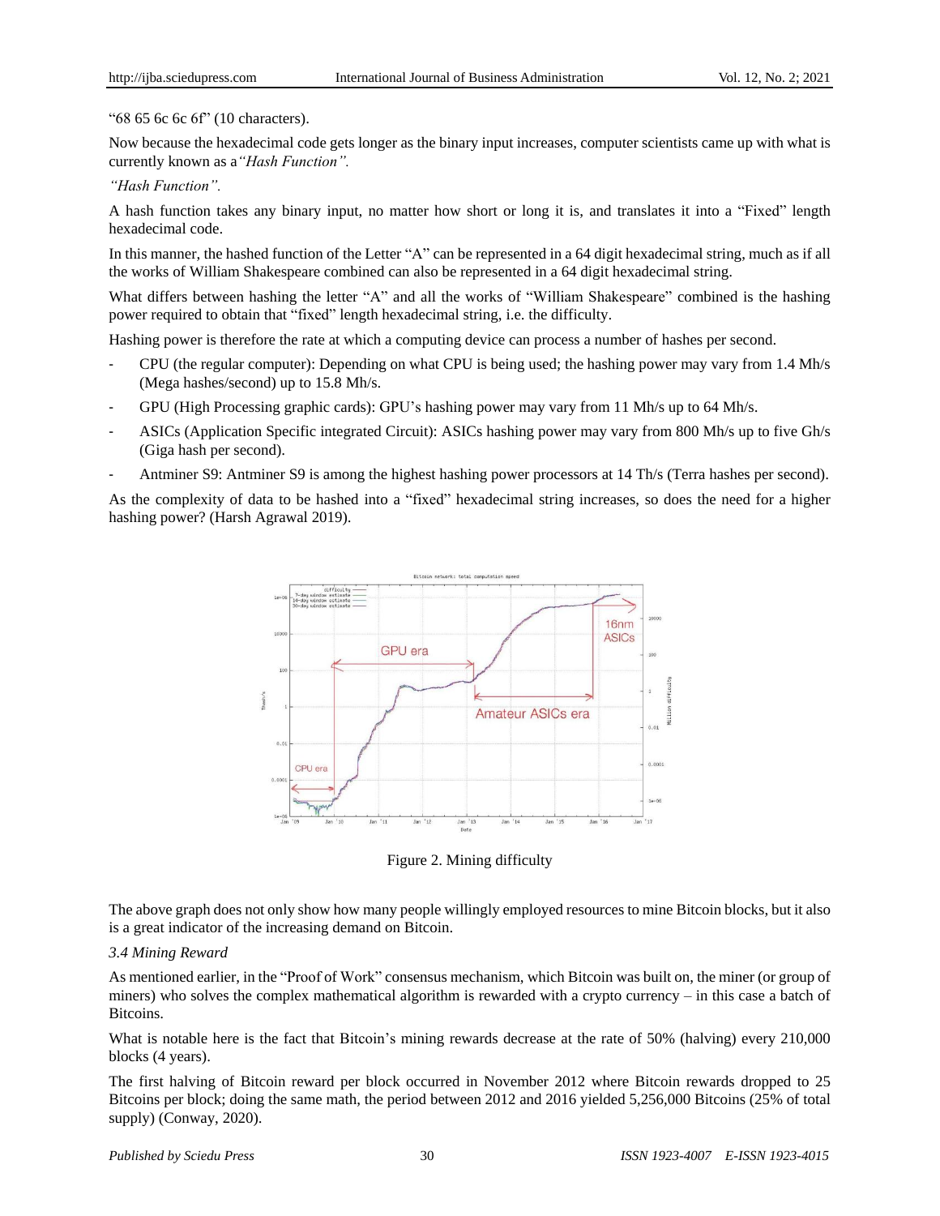"68 65 6c 6c 6f" (10 characters).

Now because the hexadecimal code gets longer as the binary input increases, computer scientists came up with what is currently known as a *"Hash Function".*

*"Hash Function".*

A hash function takes any binary input, no matter how short or long it is, and translates it into a "Fixed" length hexadecimal code.

In this manner, the hashed function of the Letter "A" can be represented in a 64 digit hexadecimal string, much as if all the works of William Shakespeare combined can also be represented in a 64 digit hexadecimal string.

What differs between hashing the letter "A" and all the works of "William Shakespeare" combined is the hashing power required to obtain that "fixed" length hexadecimal string, i.e. the difficulty.

Hashing power is therefore the rate at which a computing device can process a number of hashes per second.

- CPU (the regular computer): Depending on what CPU is being used; the hashing power may vary from 1.4 Mh/s (Mega hashes/second) up to 15.8 Mh/s.
- GPU (High Processing graphic cards): GPU's hashing power may vary from 11 Mh/s up to 64 Mh/s.
- ASICs (Application Specific integrated Circuit): ASICs hashing power may vary from 800 Mh/s up to five Gh/s (Giga hash per second).
- Antminer S9: Antminer S9 is among the highest hashing power processors at 14 Th/s (Terra hashes per second).

As the complexity of data to be hashed into a "fixed" hexadecimal string increases, so does the need for a higher hashing power? (Harsh Agrawal 2019).

Figure 2. Mining difficulty

The above graph does not only show how many people willingly employed resources to mine Bitcoin blocks, but it also is a great indicator of the increasing demand on Bitcoin.

*3.4 Mining Reward*

As mentioned earlier, in the "Proof of Work" consensus mechanism, which Bitcoin was built on, the miner (or group of miners) who solves the complex mathematical algorithm is rewarded with a crypto currency – in this case a batch of Bitcoins.

What is notable here is the fact that Bitcoin's mining rewards decrease at the rate of 50% (halving) every 210,000 blocks (4 years).

The first halving of Bitcoin reward per block occurred in November 2012 where Bitcoin rewards dropped to 25 Bitcoins per block; doing the same math, the period between 2012 and 2016 yielded 5,256,000 Bitcoins (25% of total supply) (Conway, 2020).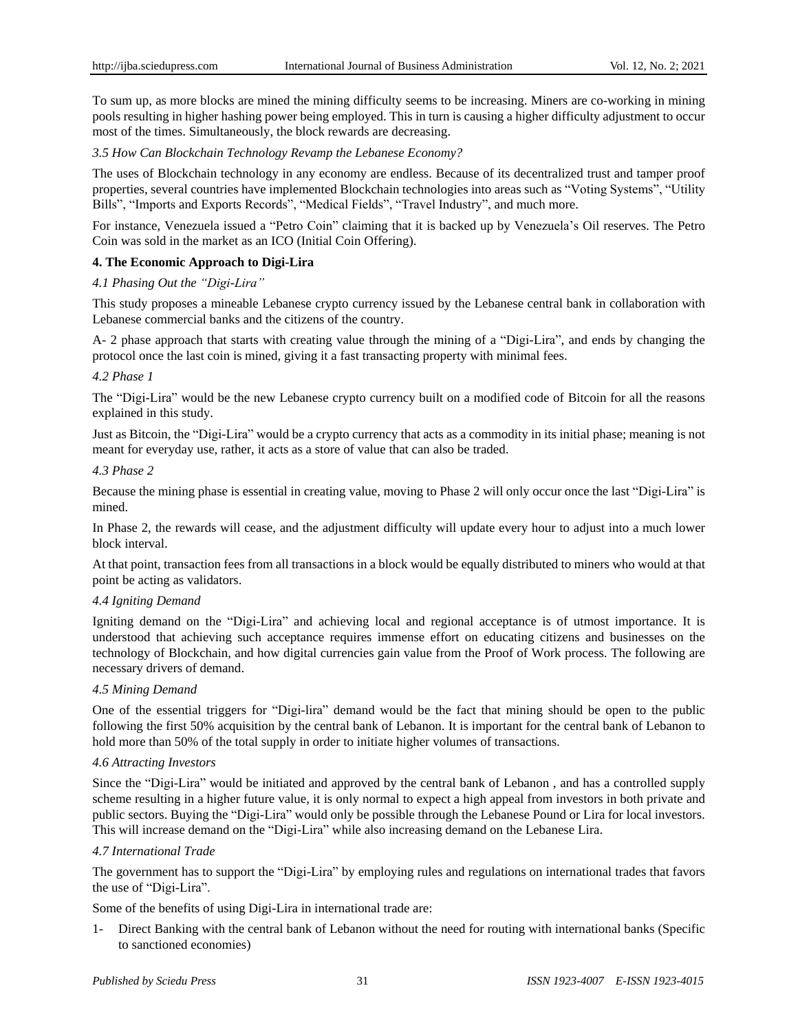To sum up, as more blocks are mined the mining difficulty seems to be increasing. Miners are co-working in mining pools resulting in higher hashing power being employed. This in turn is causing a higher difficulty adjustment to occur most of the times. Simultaneously, the block rewards are decreasing.

### *3.5 How Can Blockchain Technology Revamp the Lebanese Economy?*

The uses of Blockchain technology in any economy are endless. Because of its decentralized trust and tamper proof properties, several countries have implemented Blockchain technologies into areas such as "Voting Systems", "Utility Bills", "Imports and Exports Records", "Medical Fields", "Travel Industry", and much more.

For instance, Venezuela issued a "Petro Coin" claiming that it is backed up by Venezuela's Oil reserves. The Petro Coin was sold in the market as an ICO (Initial Coin Offering).

## **4. The Economic Approach to Digi-Lira**

### *4.1 Phasing Out the "Digi-Lira"*

This study proposes a mineable Lebanese crypto currency issued by the Lebanese central bank in collaboration with Lebanese commercial banks and the citizens of the country.

A- 2 phase approach that starts with creating value through the mining of a "Digi-Lira", and ends by changing the protocol once the last coin is mined, giving it a fast transacting property with minimal fees.

### *4.2 Phase 1*

The "Digi-Lira" would be the new Lebanese crypto currency built on a modified code of Bitcoin for all the reasons explained in this study.

Just as Bitcoin, the "Digi-Lira" would be a crypto currency that acts as a commodity in its initial phase; meaning is not meant for everyday use, rather, it acts as a store of value that can also be traded.

### *4.3 Phase 2*

Because the mining phase is essential in creating value, moving to Phase 2 will only occur once the last "Digi-Lira" is mined.

In Phase 2, the rewards will cease, and the adjustment difficulty will update every hour to adjust into a much lower block interval.

At that point, transaction fees from all transactions in a block would be equally distributed to miners who would at that point be acting as validators.

### *4.4 Igniting Demand*

Igniting demand on the "Digi-Lira" and achieving local and regional acceptance is of utmost importance. It is understood that achieving such acceptance requires immense effort on educating citizens and businesses on the technology of Blockchain, and how digital currencies gain value from the Proof of Work process. The following are necessary drivers of demand.

### *4.5 Mining Demand*

One of the essential triggers for "Digi-lira" demand would be the fact that mining should be open to the public following the first 50% acquisition by the central bank of Lebanon. It is important for the central bank of Lebanon to hold more than 50% of the total supply in order to initiate higher volumes of transactions.

### *4.6 Attracting Investors*

Since the "Digi-Lira" would be initiated and approved by the central bank of Lebanon , and has a controlled supply scheme resulting in a higher future value, it is only normal to expect a high appeal from investors in both private and public sectors. Buying the "Digi-Lira" would only be possible through the Lebanese Pound or Lira for local investors. This will increase demand on the "Digi-Lira" while also increasing demand on the Lebanese Lira.

### *4.7 International Trade*

The government has to support the "Digi-Lira" by employing rules and regulations on international trades that favors the use of "Digi-Lira".

Some of the benefits of using Digi-Lira in international trade are:

1- Direct Banking with the central bank of Lebanon without the need for routing with international banks (Specific to sanctioned economies)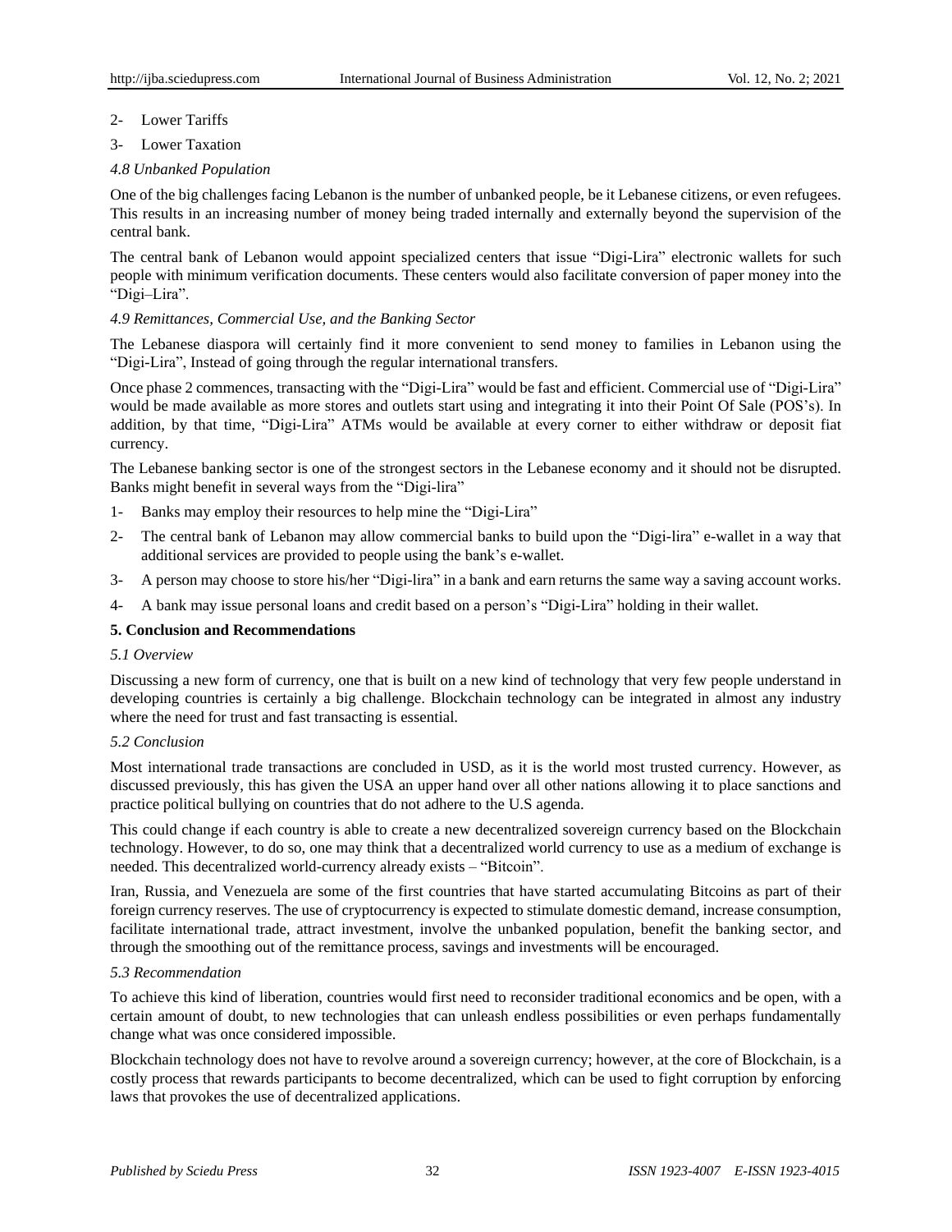2- Lower Tariffs

3- Lower Taxation

### *4.8 Unbanked Population*

One of the big challenges facing Lebanon is the number of unbanked people, be it Lebanese citizens, or even refugees. This results in an increasing number of money being traded internally and externally beyond the supervision of the central bank.

The central bank of Lebanon would appoint specialized centers that issue "Digi-Lira" electronic wallets for such people with minimum verification documents. These centers would also facilitate conversion of paper money into the "Digi–Lira".

### *4.9 Remittances, Commercial Use, and the Banking Sector*

The Lebanese diaspora will certainly find it more convenient to send money to families in Lebanon using the "Digi-Lira", Instead of going through the regular international transfers.

Once phase 2 commences, transacting with the "Digi-Lira" would be fast and efficient. Commercial use of "Digi-Lira" would be made available as more stores and outlets start using and integrating it into their Point Of Sale (POS's). In addition, by that time, "Digi-Lira" ATMs would be available at every corner to either withdraw or deposit fiat currency.

The Lebanese banking sector is one of the strongest sectors in the Lebanese economy and it should not be disrupted. Banks might benefit in several ways from the "Digi-lira"

1- Banks may employ their resources to help mine the "Digi-Lira"

2- The central bank of Lebanon may allow commercial banks to build upon the "Digi-lira" e-wallet in a way that additional services are provided to people using the bank's e-wallet.

3- A person may choose to store his/her "Digi-lira" in a bank and earn returns the same way a saving account works.

4- A bank may issue personal loans and credit based on a person's "Digi-Lira" holding in their wallet.

## 5. Conclusion and Recommendations

### *5.1 Overview*

Discussing a new form of currency, one that is built on a new kind of technology that very few people understand in developing countries is certainly a big challenge. Blockchain technology can be integrated in almost any industry where the need for trust and fast transacting is essential.

### *5.2 Conclusion*

Most international trade transactions are concluded in USD, as it is the world most trusted currency. However, as discussed previously, this has given the USA an upper hand over all other nations allowing it to place sanctions and practice political bullying on countries that do not adhere to the U.S agenda.

This could change if each country is able to create a new decentralized sovereign currency based on the Blockchain technology. However, to do so, one may think that a decentralized world currency to use as a medium of exchange is needed. This decentralized world-currency already exists – "Bitcoin".

Iran, Russia, and Venezuela are some of the first countries that have started accumulating Bitcoins as part of their foreign currency reserves. The use of cryptocurrency is expected to stimulate domestic demand, increase consumption, facilitate international trade, attract investment, involve the unbanked population, benefit the banking sector, and through the smoothing out of the remittance process, savings and investments will be encouraged.

### *5.3 Recommendation*

To achieve this kind of liberation, countries would first need to reconsider traditional economics and be open, with a certain amount of doubt, to new technologies that can unleash endless possibilities or even perhaps fundamentally change what was once considered impossible.

Blockchain technology does not have to revolve around a sovereign currency; however, at the core of Blockchain, is a costly process that rewards participants to become decentralized, which can be used to fight corruption by enforcing laws that provokes the use of decentralized applications.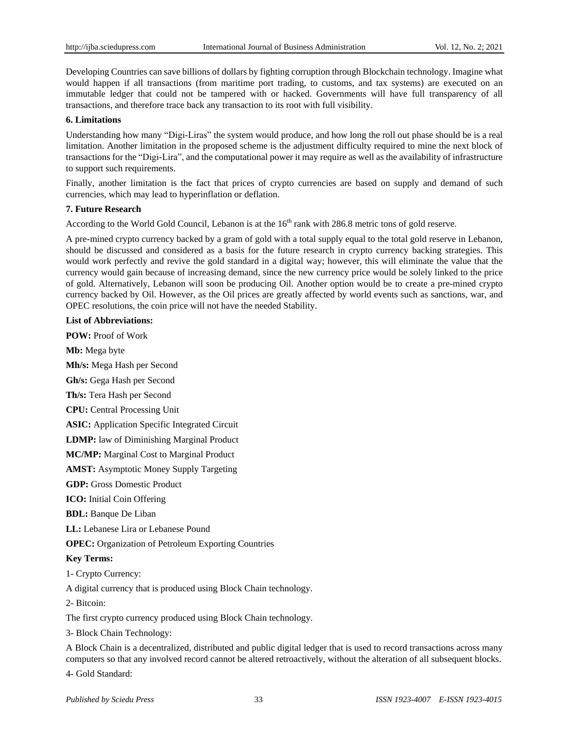Developing Countries can save billions of dollars by fighting corruption through Blockchain technology. Imagine what would happen if all transactions (from maritime port trading, to customs, and tax systems) are executed on an immutable ledger that could not be tampered with or hacked. Governments will have full transparency of all transactions, and therefore trace back any transaction to its root with full visibility.

## 6. Limitations

Understanding how many "Digi-Liras" the system would produce, and how long the roll out phase should be is a real limitation. Another limitation in the proposed scheme is the adjustment difficulty required to mine the next block of transactions for the "Digi-Lira", and the computational power it may require as well as the availability of infrastructure to support such requirements.

Finally, another limitation is the fact that prices of crypto currencies are based on supply and demand of such currencies, which may lead to hyperinflation or deflation.

## 7. Future Research

According to the World Gold Council, Lebanon is at the $16^{th}$ rank with 286.8 metric tons of gold reserve.

A pre-mined crypto currency backed by a gram of gold with a total supply equal to the total gold reserve in Lebanon, should be discussed and considered as a basis for the future research in crypto currency backing strategies. This would work perfectly and revive the gold standard in a digital way; however, this will eliminate the value that the currency would gain because of increasing demand, since the new currency price would be solely linked to the price of gold. Alternatively, Lebanon will soon be producing Oil. Another option would be to create a pre-mined crypto currency backed by Oil. However, as the Oil prices are greatly affected by world events such as sanctions, war, and OPEC resolutions, the coin price will not have the needed Stability.

**List of Abbreviations:**

**POW:** Proof of Work

**Mb:** Mega byte

**Mh/s:** Mega Hash per Second

**Gh/s:** Gega Hash per Second

**Th/s:** Tera Hash per Second

**CPU:** Central Processing Unit

**ASIC:** Application Specific Integrated Circuit

**LDMP:** law of Diminishing Marginal Product

**MC/MP:** Marginal Cost to Marginal Product

**AMST:** Asymptotic Money Supply Targeting

**GDP:** Gross Domestic Product

**ICO:** Initial Coin Offering

**BDL:** Banque De Liban

**LL:** Lebanese Lira or Lebanese Pound

**OPEC:** Organization of Petroleum Exporting Countries

**Key Terms:**

1- Crypto Currency:

A digital currency that is produced using Block Chain technology.

2- Bitcoin:

The first crypto currency produced using Block Chain technology.

3- Block Chain Technology:

A Block Chain is a decentralized, distributed and public digital ledger that is used to record transactions across many computers so that any involved record cannot be altered retroactively, without the alteration of all subsequent blocks.

4- Gold Standard: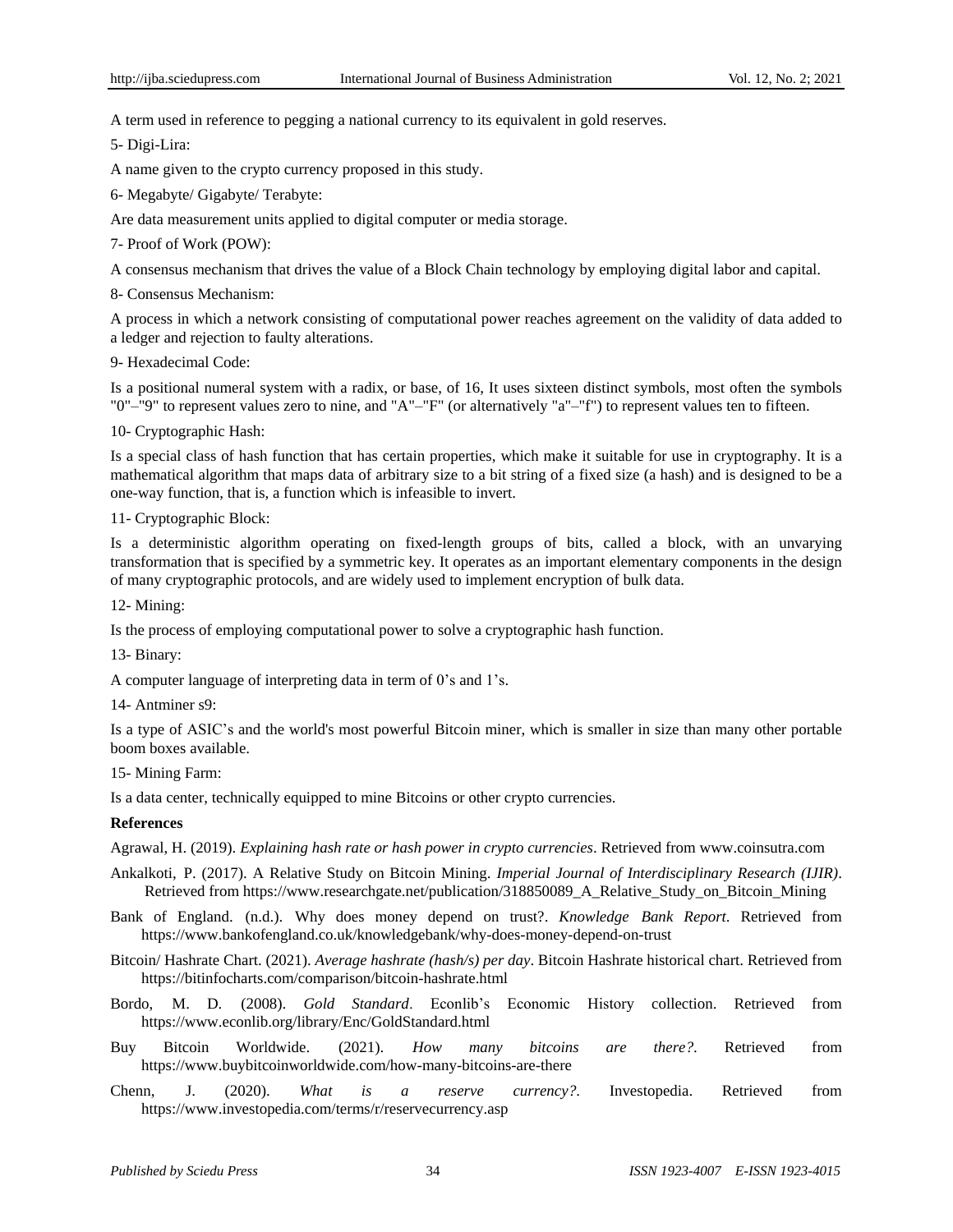A term used in reference to pegging a national currency to its equivalent in gold reserves.

5- Digi-Lira:

A name given to the crypto currency proposed in this study.

6- Megabyte/ Gigabyte/ Terabyte:

Are data measurement units applied to digital computer or media storage.

7- Proof of Work (POW):

A consensus mechanism that drives the value of a Block Chain technology by employing digital labor and capital.

8- Consensus Mechanism:

A process in which a network consisting of computational power reaches agreement on the validity of data added to a ledger and rejection to faulty alterations.

9- Hexadecimal Code:

Is a positional numeral system with a radix, or base, of 16, It uses sixteen distinct symbols, most often the symbols "0"–"9" to represent values zero to nine, and "A"–"F" (or alternatively "a"–"f") to represent values ten to fifteen.

10- Cryptographic Hash:

Is a special class of hash function that has certain properties, which make it suitable for use in cryptography. It is a mathematical algorithm that maps data of arbitrary size to a bit string of a fixed size (a hash) and is designed to be a one-way function, that is, a function which is infeasible to invert.

11- Cryptographic Block:

Is a deterministic algorithm operating on fixed-length groups of bits, called a block, with an unvarying transformation that is specified by a symmetric key. It operates as an important elementary components in the design of many cryptographic protocols, and are widely used to implement encryption of bulk data.

12- Mining:

Is the process of employing computational power to solve a cryptographic hash function.

13- Binary:

A computer language of interpreting data in term of 0's and 1's.

14- Antminer s9:

Is a type of ASIC's and the world's most powerful Bitcoin miner, which is smaller in size than many other portable boom boxes available.

15- Mining Farm:

Is a data center, technically equipped to mine Bitcoins or other crypto currencies.

**References**

Agrawal, H. (2019). *Explaining hash rate or hash power in crypto currencies*. Retrieved from www.coinsutra.com

Ankalkoti, P. (2017). A Relative Study on Bitcoin Mining. *Imperial Journal of Interdisciplinary Research (IJIR)*. Retrieved from https://www.researchgate.net/publication/318850089_A_Relative_Study_on_Bitcoin_Mining

Bank of England. (n.d.). Why does money depend on trust?. *Knowledge Bank Report*. Retrieved from https://www.bankofengland.co.uk/knowledgebank/why-does-money-depend-on-trust

Bitcoin/ Hashrate Chart. (2021). *Average hashrate (hash/s) per day*. Bitcoin Hashrate historical chart. Retrieved from https://bitinfocharts.com/comparison/bitcoin-hashrate.html

Bordo, M. D. (2008). *Gold Standard*. Econlib's Economic History collection. Retrieved from https://www.econlib.org/library/Enc/GoldStandard.html

Buy Bitcoin Worldwide. (2021). *How many bitcoins are there?*. Retrieved from https://www.buybitcoinworldwide.com/how-many-bitcoins-are-there

Chenn, J. (2020). *What is a reserve currency?*. Investopedia. Retrieved from https://www.investopedia.com/terms/r/reservecurrency.asp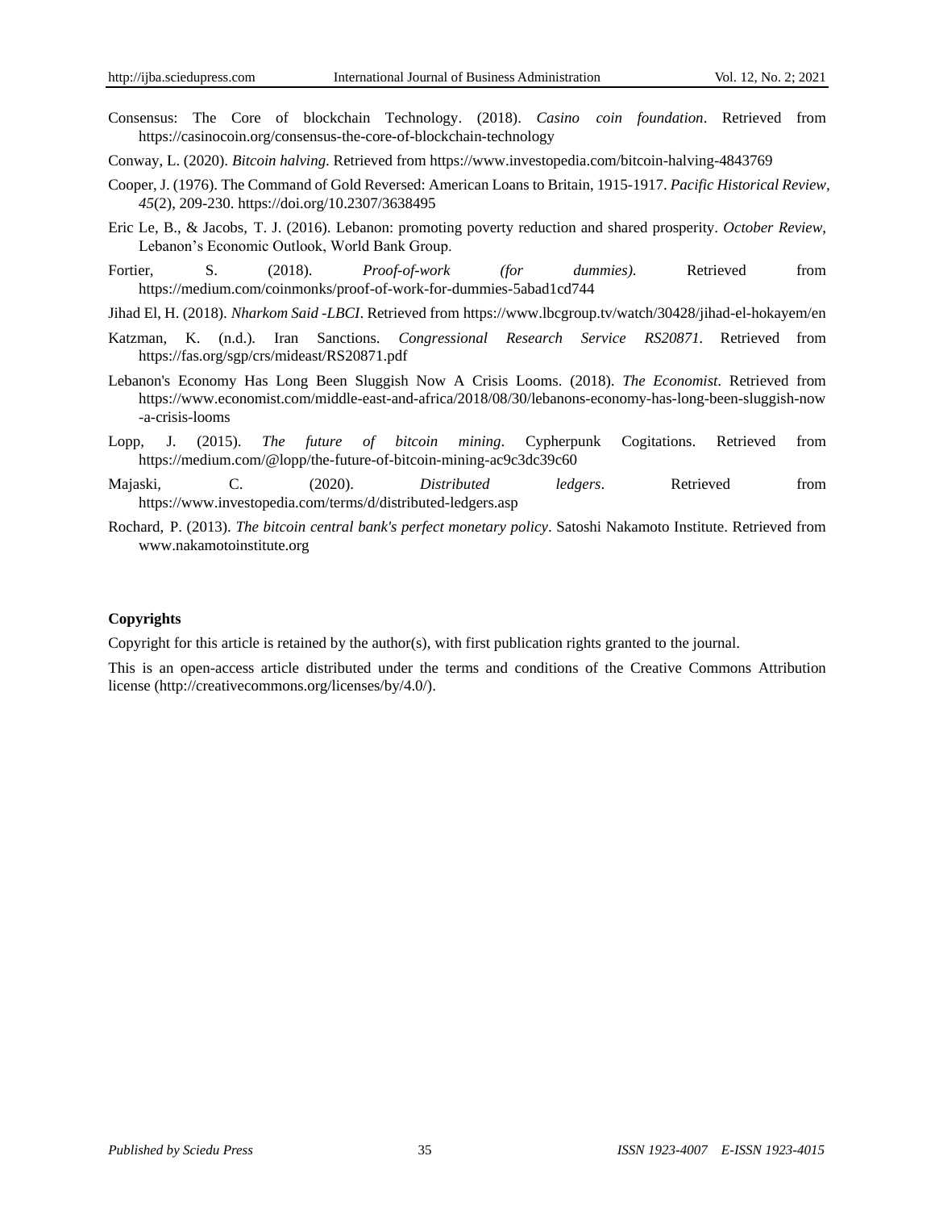Consensus: The Core of blockchain Technology. (2018). *Casino coin foundation*. Retrieved from https://casinocoin.org/consensus-the-core-of-blockchain-technology

Conway, L. (2020). *Bitcoin halving*. Retrieved from https://www.investopedia.com/bitcoin-halving-4843769

Cooper, J. (1976). The Command of Gold Reversed: American Loans to Britain, 1915-1917. *Pacific Historical Review*, *45*(2), 209-230. https://doi.org/10.2307/3638495

Eric Le, B., & Jacobs, T. J. (2016). Lebanon: promoting poverty reduction and shared prosperity. *October Review*, Lebanon's Economic Outlook, World Bank Group.

Fortier, S. (2018). *Proof-of-work (for dummies)*. Retrieved from https://medium.com/coinmonks/proof-of-work-for-dummies-5abad1cd744

Jihad El, H. (2018). *Nharkom Said -LBCI*. Retrieved from https://www.lbcgroup.tv/watch/30428/jihad-el-hokayem/en

Katzman, K. (n.d.). Iran Sanctions. *Congressional Research Service RS20871*. Retrieved from https://fas.org/sgp/crs/mideast/RS20871.pdf

Lebanon's Economy Has Long Been Sluggish Now A Crisis Looms. (2018). *The Economist*. Retrieved from https://www.economist.com/middle-east-and-africa/2018/08/30/lebanons-economy-has-long-been-sluggish-now-a-crisis-looms

Lopp, J. (2015). *The future of bitcoin mining*. Cypherpunk Cogitations. Retrieved from https://medium.com/@lopp/the-future-of-bitcoin-mining-ac9c3dc39c60

Majaski, C. (2020). *Distributed ledgers*. Retrieved from https://www.investopedia.com/terms/d/distributed-ledgers.asp

Rochard, P. (2013). *The bitcoin central bank's perfect monetary policy*. Satoshi Nakamoto Institute. Retrieved from www.nakamotoinstitute.org

**Copyrights**

Copyright for this article is retained by the author(s), with first publication rights granted to the journal.

This is an open-access article distributed under the terms and conditions of the Creative Commons Attribution license (http://creativecommons.org/licenses/by/4.0/).